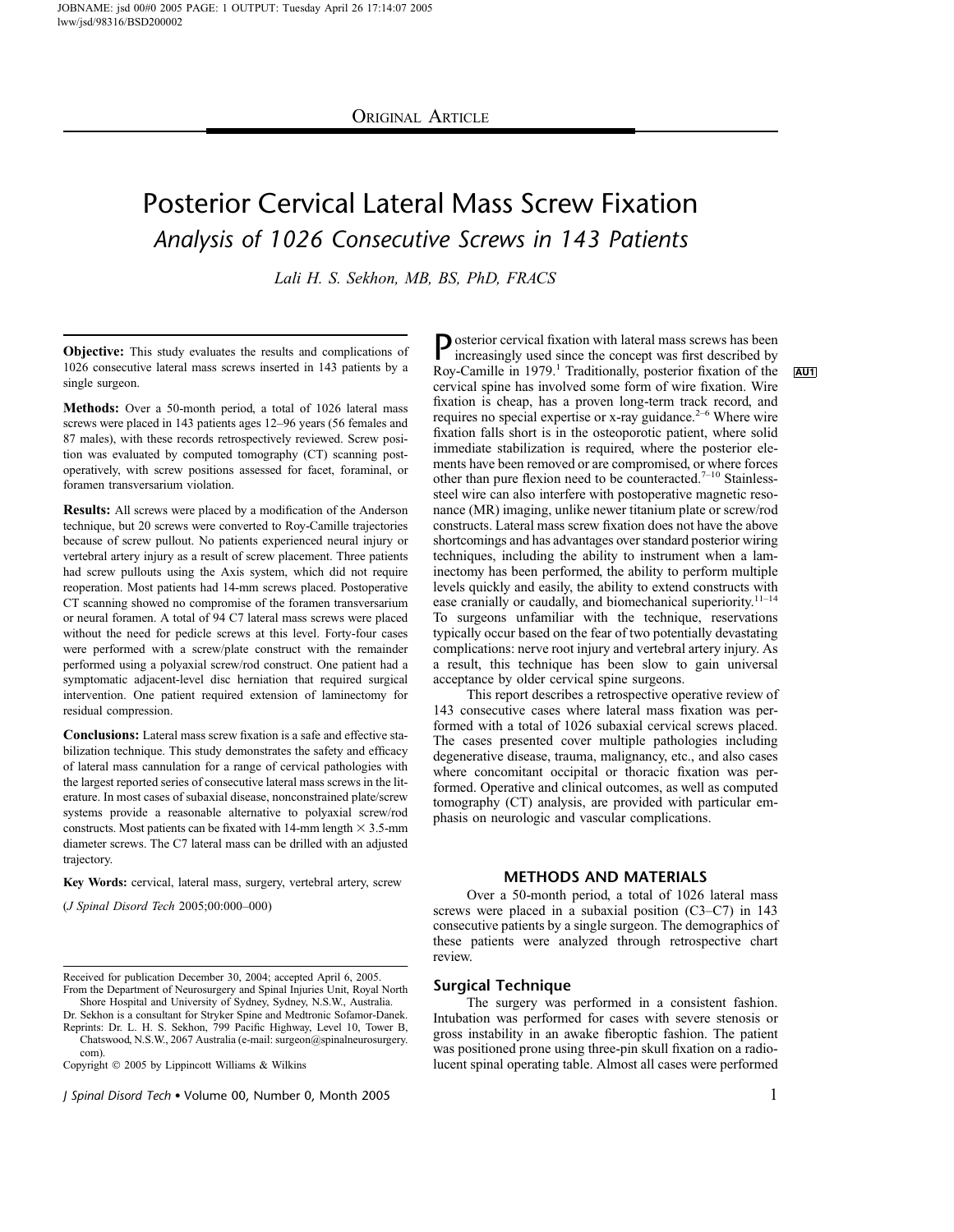Original Article

# Posterior Cervical Lateral Mass Screw Fixation

## Analysis of 1026 Consecutive Screws in 143 Patients

*Lali H. S. Sekhon, MB, BS, PhD, FRACS*

**Objective:** This study evaluates the results and complications of 1026 consecutive lateral mass screws inserted in 143 patients by a single surgeon.

**Methods:** Over a 50-month period, a total of 1026 lateral mass screws were placed in 143 patients ages 12–96 years (56 females and 87 males), with these records retrospectively reviewed. Screw position was evaluated by computed tomography (CT) scanning postoperatively, with screw positions assessed for facet, foraminal, or foramen transversarium violation.

**Results:** All screws were placed by a modification of the Anderson technique, but 20 screws were converted to Roy-Camille trajectories because of screw pullout. No patients experienced neural injury or vertebral artery injury as a result of screw placement. Three patients had screw pullouts using the Axis system, which did not require reoperation. Most patients had 14-mm screws placed. Postoperative CT scanning showed no compromise of the foramen transversarium or neural foramen. A total of 94 C7 lateral mass screws were placed without the need for pedicle screws at this level. Forty-four cases were performed with a screw/plate construct with the remainder performed using a polyaxial screw/rod construct. One patient had a symptomatic adjacent-level disc herniation that required surgical intervention. One patient required extension of laminectomy for residual compression.

**Conclusions:** Lateral mass screw fixation is a safe and effective stabilization technique. This study demonstrates the safety and efficacy of lateral mass cannulation for a range of cervical pathologies with the largest reported series of consecutive lateral mass screws in the literature. In most cases of subaxial disease, nonconstrained plate/screw systems provide a reasonable alternative to polyaxial screw/rod constructs. Most patients can be fixated with 14-mm length × 3.5-mm diameter screws. The C7 lateral mass can be drilled with an adjusted trajectory.

**Key Words:** cervical, lateral mass, surgery, vertebral artery, screw

(*J Spinal Disord Tech* 2005;00:000–000)

Received for publication December 30, 2004; accepted April 6, 2005.
From the Department of Neurosurgery and Spinal Injuries Unit, Royal North Shore Hospital and University of Sydney, Sydney, N.S.W., Australia.
Dr. Sekhon is a consultant for Stryker Spine and Medtronic Sofamor-Danek.
Reprints: Dr. L. H. S. Sekhon, 799 Pacific Highway, Level 10, Tower B, Chatswood, N.S.W., 2067 Australia (e-mail: surgeon@spinalneurosurgery.com).
Copyright © 2005 by Lippincott Williams & Wilkins

Posterior cervical fixation with lateral mass screws has been increasingly used since the concept was first described by Roy-Camille in 1979.[1] Traditionally, posterior fixation of the cervical spine has involved some form of wire fixation. Wire fixation is cheap, has a proven long-term track record, and requires no special expertise or x-ray guidance.[2–6] Where wire fixation falls short is in the osteoporotic patient, where solid immediate stabilization is required, where the posterior elements have been removed or are compromised, or where forces other than pure flexion need to be counteracted.[7–10] Stainless-steel wire can also interfere with postoperative magnetic resonance (MR) imaging, unlike newer titanium plate or screw/rod constructs. Lateral mass screw fixation does not have the above shortcomings and has advantages over standard posterior wiring techniques, including the ability to instrument when a laminectomy has been performed, the ability to perform multiple levels quickly and easily, the ability to extend constructs with ease cranially or caudally, and biomechanical superiority.[11–14] To surgeons unfamiliar with the technique, reservations typically occur based on the fear of two potentially devastating complications: nerve root injury and vertebral artery injury. As a result, this technique has been slow to gain universal acceptance by older cervical spine surgeons.

This report describes a retrospective operative review of 143 consecutive cases where lateral mass fixation was performed with a total of 1026 subaxial cervical screws placed. The cases presented cover multiple pathologies including degenerative disease, trauma, malignancy, etc., and also cases where concomitant occipital or thoracic fixation was performed. Operative and clinical outcomes, as well as computed tomography (CT) analysis, are provided with particular emphasis on neurologic and vascular complications.

## METHODS AND MATERIALS

Over a 50-month period, a total of 1026 lateral mass screws were placed in a subaxial position (C3–C7) in 143 consecutive patients by a single surgeon. The demographics of these patients were analyzed through retrospective chart review.

### Surgical Technique

The surgery was performed in a consistent fashion. Intubation was performed for cases with severe stenosis or gross instability in an awake fiberoptic fashion. The patient was positioned prone using three-pin skull fixation on a radiolucent spinal operating table. Almost all cases were performed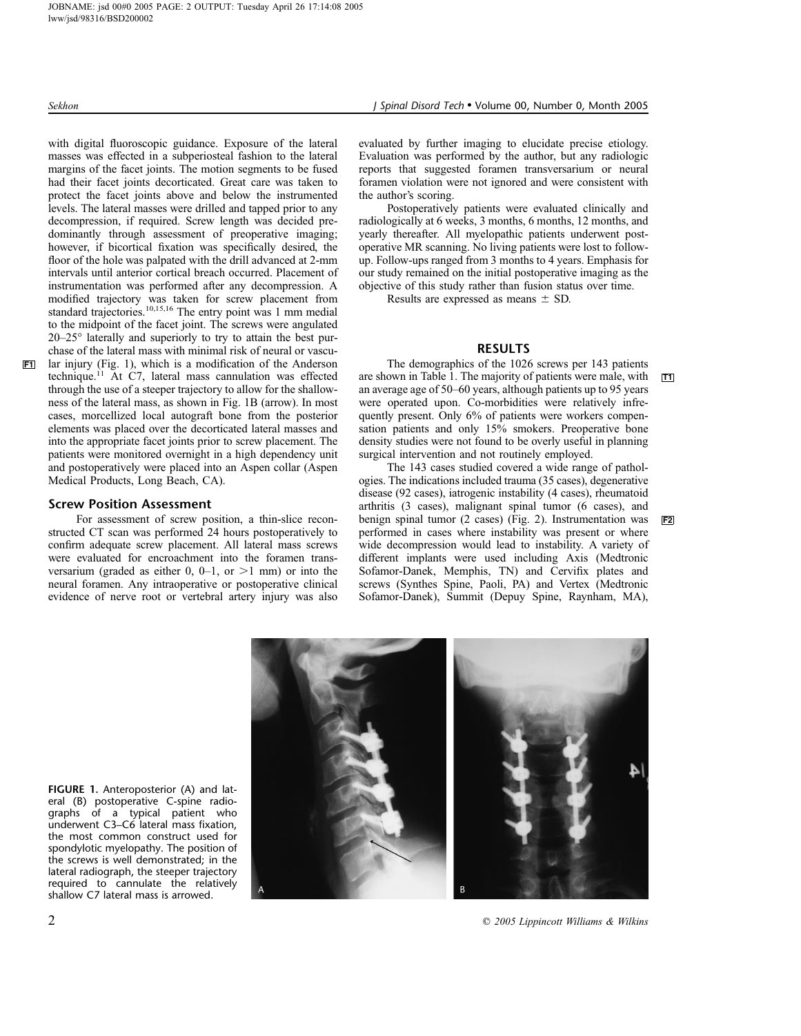with digital fluoroscopic guidance. Exposure of the lateral masses was effected in a subperiosteal fashion to the lateral margins of the facet joints. The motion segments to be fused had their facet joints decorticated. Great care was taken to protect the facet joints above and below the instrumented levels. The lateral masses were drilled and tapped prior to any decompression, if required. Screw length was decided predominantly through assessment of preoperative imaging; however, if bicortical fixation was specifically desired, the floor of the hole was palpated with the drill advanced at 2-mm intervals until anterior cortical breach occurred. Placement of instrumentation was performed after any decompression. A modified trajectory was taken for screw placement from standard trajectories.[10,15,16] The entry point was 1 mm medial to the midpoint of the facet joint. The screws were angulated 20–25° laterally and superiorly to try to attain the best purchase of the lateral mass with minimal risk of neural or vascular injury (Fig. 1), which is a modification of the Anderson technique.[11] At C7, lateral mass cannulation was effected through the use of a steeper trajectory to allow for the shallowness of the lateral mass, as shown in Fig. 1B (arrow). In most cases, morcellized local autograft bone from the posterior elements was placed over the decorticated lateral masses and into the appropriate facet joints prior to screw placement. The patients were monitored overnight in a high dependency unit and postoperatively were placed into an Aspen collar (Aspen Medical Products, Long Beach, CA).

### Screw Position Assessment

For assessment of screw position, a thin-slice reconstructed CT scan was performed 24 hours postoperatively to confirm adequate screw placement. All lateral mass screws were evaluated for encroachment into the foramen transversarium (graded as either 0, 0–1, or >1 mm) or into the neural foramen. Any intraoperative or postoperative clinical evidence of nerve root or vertebral artery injury was also evaluated by further imaging to elucidate precise etiology. Evaluation was performed by the author, but any radiologic reports that suggested foramen transversarium or neural foramen violation were not ignored and were consistent with the author's scoring.

Postoperatively patients were evaluated clinically and radiologically at 6 weeks, 3 months, 6 months, 12 months, and yearly thereafter. All myelopathic patients underwent postoperative MR scanning. No living patients were lost to follow-up. Follow-ups ranged from 3 months to 4 years. Emphasis for our study remained on the initial postoperative imaging as the objective of this study rather than fusion status over time.

Results are expressed as means ± SD.

## RESULTS

The demographics of the 1026 screws per 143 patients are shown in Table 1. The majority of patients were male, with an average age of 50–60 years, although patients up to 95 years were operated upon. Co-morbidities were relatively infrequently present. Only 6% of patients were workers compensation patients and only 15% smokers. Preoperative bone density studies were not found to be overly useful in planning surgical intervention and not routinely employed.

The 143 cases studied covered a wide range of pathologies. The indications included trauma (35 cases), degenerative disease (92 cases), iatrogenic instability (4 cases), rheumatoid arthritis (3 cases), malignant spinal tumor (6 cases), and benign spinal tumor (2 cases) (Fig. 2). Instrumentation was performed in cases where instability was present or where wide decompression would lead to instability. A variety of different implants were used including Axis (Medtronic Sofamor-Danek, Memphis, TN) and Cervifix plates and screws (Synthes Spine, Paoli, PA) and Vertex (Medtronic Sofamor-Danek), Summit (Depuy Spine, Raynham, MA),

**FIGURE 1.** Anteroposterior (A) and lateral (B) postoperative C-spine radiographs of a typical patient who underwent C3–C6 lateral mass fixation, the most common construct used for spondylotic myelopathy. The position of the screws is well demonstrated; in the lateral radiograph, the steeper trajectory required to cannulate the relatively shallow C7 lateral mass is arrowed.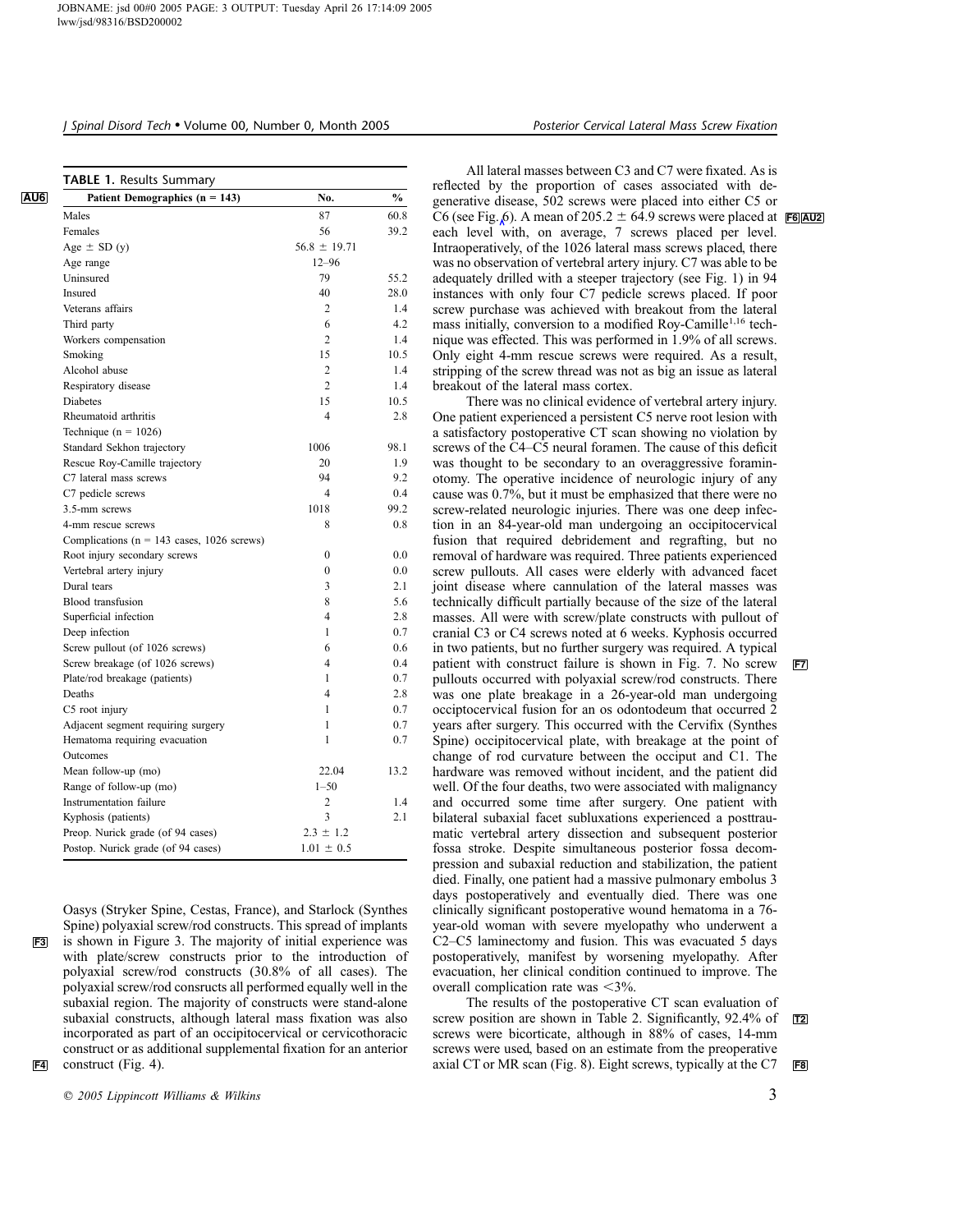**TABLE 1.** Results Summary

| Patient Demographics (n = 143) | No. | % |
|---|---|---|
| Males | 87 | 60.8 |
| Females | 56 | 39.2 |
| Age ± SD (y) | 56.8 ± 19.71 | |
| Age range | 12–96 | |
| Uninsured | 79 | 55.2 |
| Insured | 40 | 28.0 |
| Veterans affairs | 2 | 1.4 |
| Third party | 6 | 4.2 |
| Workers compensation | 2 | 1.4 |
| Smoking | 15 | 10.5 |
| Alcohol abuse | 2 | 1.4 |
| Respiratory disease | 2 | 1.4 |
| Diabetes | 15 | 10.5 |
| Rheumatoid arthritis | 4 | 2.8 |
| Technique (n = 1026) | | |
| Standard Sekhon trajectory | 1006 | 98.1 |
| Rescue Roy-Camille trajectory | 20 | 1.9 |
| C7 lateral mass screws | 94 | 9.2 |
| C7 pedicle screws | 4 | 0.4 |
| 3.5-mm screws | 1018 | 99.2 |
| 4-mm rescue screws | 8 | 0.8 |
| Complications (n = 143 cases, 1026 screws) | | |
| Root injury secondary screws | 0 | 0.0 |
| Vertebral artery injury | 0 | 0.0 |
| Dural tears | 3 | 2.1 |
| Blood transfusion | 8 | 5.6 |
| Superficial infection | 4 | 2.8 |
| Deep infection | 1 | 0.7 |
| Screw pullout (of 1026 screws) | 6 | 0.6 |
| Screw breakage (of 1026 screws) | 4 | 0.4 |
| Plate/rod breakage (patients) | 1 | 0.7 |
| Deaths | 4 | 2.8 |
| C5 root injury | 1 | 0.7 |
| Adjacent segment requiring surgery | 1 | 0.7 |
| Hematoma requiring evacuation | 1 | 0.7 |
| Outcomes | | |
| Mean follow-up (mo) | 22.04 | 13.2 |
| Range of follow-up (mo) | 1–50 | |
| Instrumentation failure | 2 | 1.4 |
| Kyphosis (patients) | 3 | 2.1 |
| Preop. Nurick grade (of 94 cases) | 2.3 ± 1.2 | |
| Postop. Nurick grade (of 94 cases) | 1.01 ± 0.5 | |

Oasys (Stryker Spine, Cestas, France), and Starlock (Synthes Spine) polyaxial screw/rod constructs. This spread of implants is shown in Figure 3. The majority of initial experience was with plate/screw constructs prior to the introduction of polyaxial screw/rod constructs (30.8% of all cases). The polyaxial screw/rod consructs all performed equally well in the subaxial region. The majority of constructs were stand-alone subaxial constructs, although lateral mass fixation was also incorporated as part of an occipitocervical or cervicothoracic construct or as additional supplemental fixation for an anterior construct (Fig. 4).

All lateral masses between C3 and C7 were fixated. As is reflected by the proportion of cases associated with degenerative disease, 502 screws were placed into either C5 or C6 (see Fig. 6). A mean of 205.2 ± 64.9 screws were placed at each level with, on average, 7 screws placed per level. Intraoperatively, of the 1026 lateral mass screws placed, there was no observation of vertebral artery injury. C7 was able to be adequately drilled with a steeper trajectory (see Fig. 1) in 94 instances with only four C7 pedicle screws placed. If poor screw purchase was achieved with breakout from the lateral mass initially, conversion to a modified Roy-Camille[1,16] technique was effected. This was performed in 1.9% of all screws. Only eight 4-mm rescue screws were required. As a result, stripping of the screw thread was not as big an issue as lateral breakout of the lateral mass cortex.

There was no clinical evidence of vertebral artery injury. One patient experienced a persistent C5 nerve root lesion with a satisfactory postoperative CT scan showing no violation by screws of the C4–C5 neural foramen. The cause of this deficit was thought to be secondary to an overaggressive foraminotomy. The operative incidence of neurologic injury of any cause was 0.7%, but it must be emphasized that there were no screw-related neurologic injuries. There was one deep infection in an 84-year-old man undergoing an occipitocervical fusion that required debridement and regrafting, but no removal of hardware was required. Three patients experienced screw pullouts. All cases were elderly with advanced facet joint disease where cannulation of the lateral masses was technically difficult partially because of the size of the lateral masses. All were with screw/plate constructs with pullout of cranial C3 or C4 screws noted at 6 weeks. Kyphosis occurred in two patients, but no further surgery was required. A typical patient with construct failure is shown in Fig. 7. No screw pullouts occurred with polyaxial screw/rod constructs. There was one plate breakage in a 26-year-old man undergoing occiptocervical fusion for an os odontodeum that occurred 2 years after surgery. This occurred with the Cervifix (Synthes Spine) occipitocervical plate, with breakage at the point of change of rod curvature between the occiput and C1. The hardware was removed without incident, and the patient did well. Of the four deaths, two were associated with malignancy and occurred some time after surgery. One patient with bilateral subaxial facet subluxations experienced a posttraumatic vertebral artery dissection and subsequent posterior fossa stroke. Despite simultaneous posterior fossa decompression and subaxial reduction and stabilization, the patient died. Finally, one patient had a massive pulmonary embolus 3 days postoperatively and eventually died. There was one clinically significant postoperative wound hematoma in a 76-year-old woman with severe myelopathy who underwent a C2–C5 laminectomy and fusion. This was evacuated 5 days postoperatively, manifest by worsening myelopathy. After evacuation, her clinical condition continued to improve. The overall complication rate was <3%.

The results of the postoperative CT scan evaluation of screw position are shown in Table 2. Significantly, 92.4% of screws were bicorticate, although in 88% of cases, 14-mm screws were used, based on an estimate from the preoperative axial CT or MR scan (Fig. 8). Eight screws, typically at the C7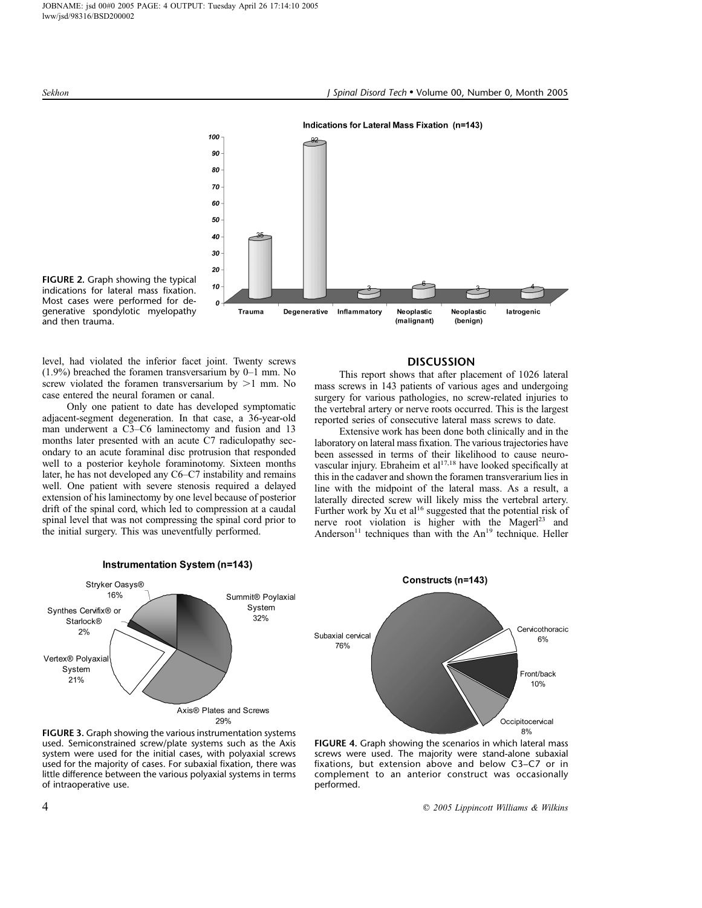FIGURE 2. Graph showing the typical indications for lateral mass fixation. Most cases were performed for degenerative spondylotic myelopathy and then trauma.

level, had violated the inferior facet joint. Twenty screws (1.9%) breached the foramen transversarium by 0–1 mm. No screw violated the foramen transversarium by >1 mm. No case entered the neural foramen or canal.

Only one patient to date has developed symptomatic adjacent-segment degeneration. In that case, a 36-year-old man underwent a C3–C6 laminectomy and fusion and 13 months later presented with an acute C7 radiculopathy secondary to an acute foraminal disc protrusion that responded well to a posterior keyhole foraminotomy. Sixteen months later, he has not developed any C6–C7 instability and remains well. One patient with severe stenosis required a delayed extension of his laminectomy by one level because of posterior drift of the spinal cord, which led to compression at a caudal spinal level that was not compressing the spinal cord prior to the initial surgery. This was uneventfully performed.

## DISCUSSION

This report shows that after placement of 1026 lateral mass screws in 143 patients of various ages and undergoing surgery for various pathologies, no screw-related injuries to the vertebral artery or nerve roots occurred. This is the largest reported series of consecutive lateral mass screws to date.

Extensive work has been done both clinically and in the laboratory on lateral mass fixation. The various trajectories have been assessed in terms of their likelihood to cause neurovascular injury. Ebraheim et al[17,18] have looked specifically at this in the cadaver and shown the foramen transverarium lies in line with the midpoint of the lateral mass. As a result, a laterally directed screw will likely miss the vertebral artery. Further work by Xu et al[16] suggested that the potential risk of nerve root violation is higher with the Magerl[23] and Anderson[11] techniques than with the An[19] technique. Heller

FIGURE 3. Graph showing the various instrumentation systems used. Semiconstrained screw/plate systems such as the Axis system were used for the initial cases, with polyaxial screws used for the majority of cases. For subaxial fixation, there was little difference between the various polyaxial systems in terms of intraoperative use.

FIGURE 4. Graph showing the scenarios in which lateral mass screws were used. The majority were stand-alone subaxial fixations, but extension above and below C3–C7 or in complement to an anterior construct was occasionally performed.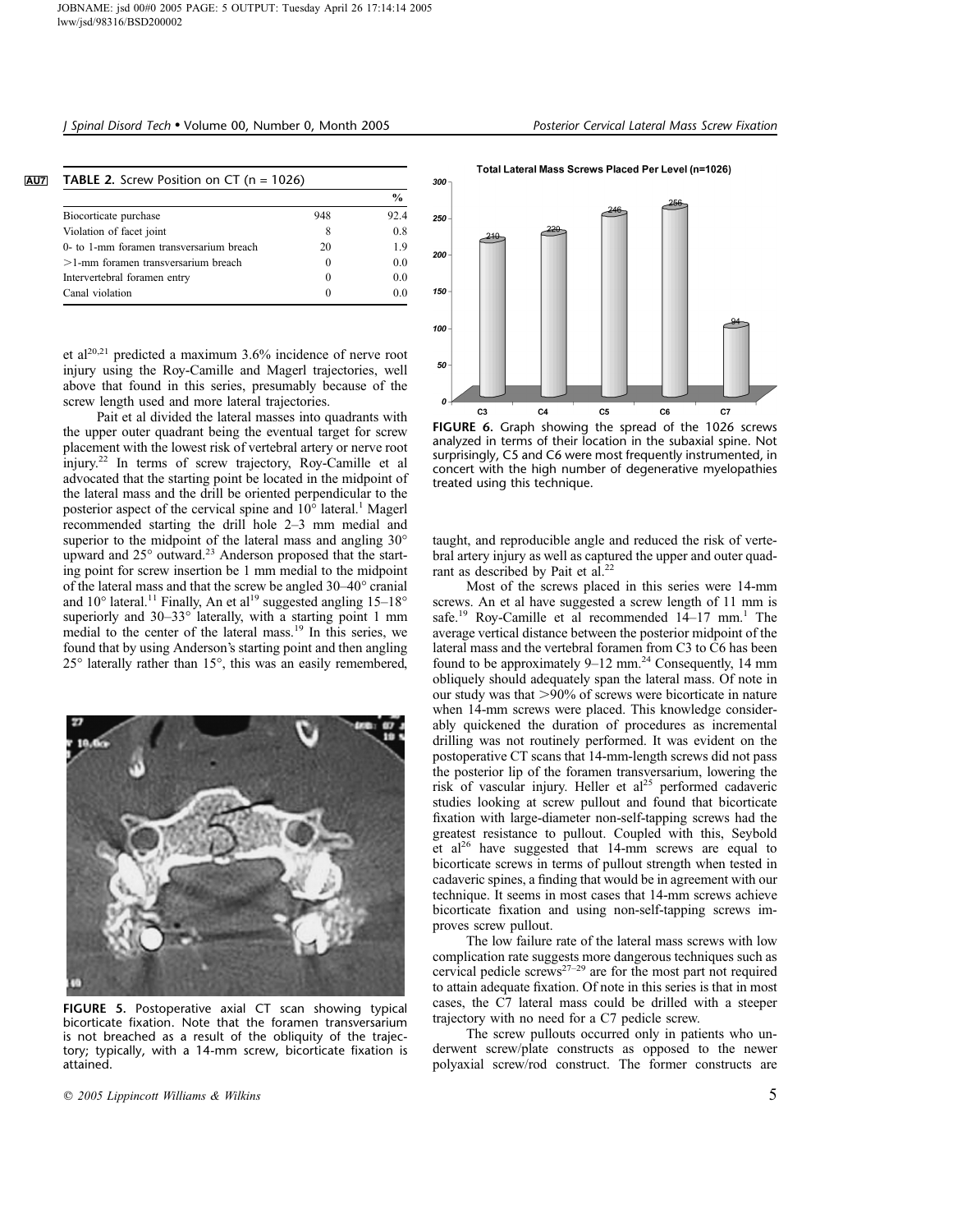**TABLE 2.** Screw Position on CT (n = 1026)

| | | % |
|---|---|---|
| Biocorticate purchase | 948 | 92.4 |
| Violation of facet joint | 8 | 0.8 |
| 0- to 1-mm foramen transversarium breach | 20 | 1.9 |
| >1-mm foramen transversarium breach | 0 | 0.0 |
| Intervertebral foramen entry | 0 | 0.0 |
| Canal violation | 0 | 0.0 |

et al[20,21] predicted a maximum 3.6% incidence of nerve root injury using the Roy-Camille and Magerl trajectories, well above that found in this series, presumably because of the screw length used and more lateral trajectories.

Pait et al divided the lateral masses into quadrants with the upper outer quadrant being the eventual target for screw placement with the lowest risk of vertebral artery or nerve root injury.[22] In terms of screw trajectory, Roy-Camille et al advocated that the starting point be located in the midpoint of the lateral mass and the drill be oriented perpendicular to the posterior aspect of the cervical spine and 10° lateral.[1] Magerl recommended starting the drill hole 2–3 mm medial and superior to the midpoint of the lateral mass and angling 30° upward and 25° outward.[23] Anderson proposed that the starting point for screw insertion be 1 mm medial to the midpoint of the lateral mass and that the screw be angled 30–40° cranial and 10° lateral.[11] Finally, An et al[19] suggested angling 15–18° superiorly and 30–33° laterally, with a starting point 1 mm medial to the center of the lateral mass.[19] In this series, we found that by using Anderson's starting point and then angling 25° laterally rather than 15°, this was an easily remembered, taught, and reproducible angle and reduced the risk of vertebral artery injury as well as captured the upper and outer quadrant as described by Pait et al.[22]

FIGURE 5. Postoperative axial CT scan showing typical bicorticate fixation. Note that the foramen transversarium is not breached as a result of the obliquity of the trajectory; typically, with a 14-mm screw, bicorticate fixation is attained.

FIGURE 6. Graph showing the spread of the 1026 screws analyzed in terms of their location in the subaxial spine. Not surprisingly, C5 and C6 were most frequently instrumented, in concert with the high number of degenerative myelopathies treated using this technique.

Most of the screws placed in this series were 14-mm screws. An et al have suggested a screw length of 11 mm is safe.[19] Roy-Camille et al recommended 14–17 mm.[1] The average vertical distance between the posterior midpoint of the lateral mass and the vertebral foramen from C3 to C6 has been found to be approximately 9–12 mm.[24] Consequently, 14 mm obliquely should adequately span the lateral mass. Of note in our study was that >90% of screws were bicorticate in nature when 14-mm screws were placed. This knowledge considerably quickened the duration of procedures as incremental drilling was not routinely performed. It was evident on the postoperative CT scans that 14-mm-length screws did not pass the posterior lip of the foramen transversarium, lowering the risk of vascular injury. Heller et al[25] performed cadaveric studies looking at screw pullout and found that bicorticate fixation with large-diameter non-self-tapping screws had the greatest resistance to pullout. Coupled with this, Seybold et al[26] have suggested that 14-mm screws are equal to bicorticate screws in terms of pullout strength when tested in cadaveric spines, a finding that would be in agreement with our technique. It seems in most cases that 14-mm screws achieve bicorticate fixation and using non-self-tapping screws improves screw pullout.

The low failure rate of the lateral mass screws with low complication rate suggests more dangerous techniques such as cervical pedicle screws[27–29] are for the most part not required to attain adequate fixation. Of note in this series is that in most cases, the C7 lateral mass could be drilled with a steeper trajectory with no need for a C7 pedicle screw.

The screw pullouts occurred only in patients who underwent screw/plate constructs as opposed to the newer polyaxial screw/rod construct. The former constructs are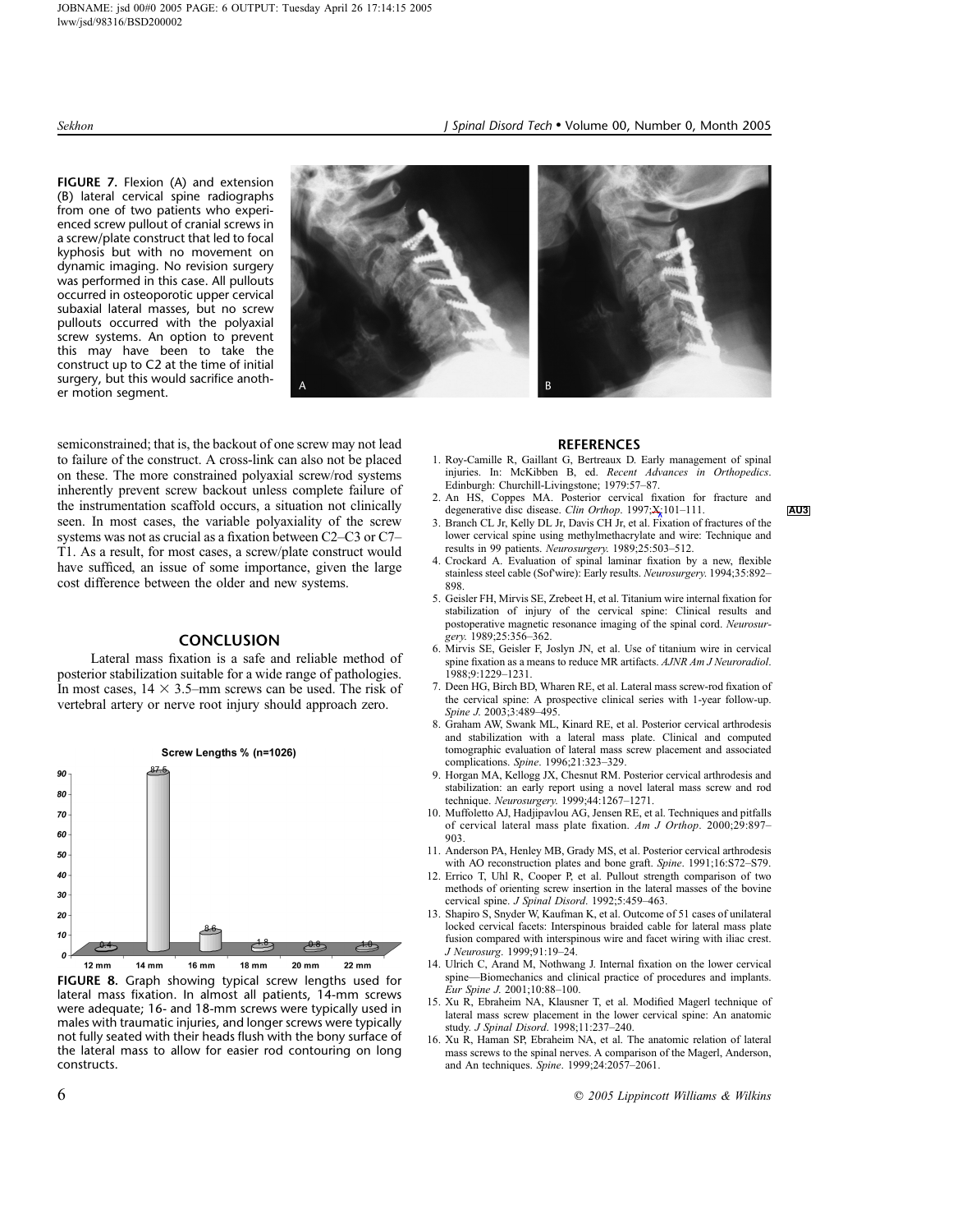FIGURE 7. Flexion (A) and extension (B) lateral cervical spine radiographs from one of two patients who experienced screw pullout of cranial screws in a screw/plate construct that led to focal kyphosis but with no movement on dynamic imaging. No revision surgery was performed in this case. All pullouts occurred in osteoporotic upper cervical subaxial lateral masses, but no screw pullouts occurred with the polyaxial screw systems. An option to prevent this may have been to take the construct up to C2 at the time of initial surgery, but this would sacrifice another motion segment.

semiconstrained; that is, the backout of one screw may not lead to failure of the construct. A cross-link can also not be placed on these. The more constrained polyaxial screw/rod systems inherently prevent screw backout unless complete failure of the instrumentation scaffold occurs, a situation not clinically seen. In most cases, the variable polyaxiality of the screw systems was not as crucial as a fixation between C2–C3 or C7–T1. As a result, for most cases, a screw/plate construct would have sufficed, an issue of some importance, given the large cost difference between the older and new systems.

## CONCLUSION

Lateral mass fixation is a safe and reliable method of posterior stabilization suitable for a wide range of pathologies. In most cases, $14 \times 3.5$–mm screws can be used. The risk of vertebral artery or nerve root injury should approach zero.

**Screw Lengths % (n=1026)**

| Screw length | % |
|---|---|
| 12 mm | 0.4 |
| 14 mm | 87.5 |
| 16 mm | 8.6 |
| 18 mm | 1.8 |
| 20 mm | 0.8 |
| 22 mm | 1.0 |

FIGURE 8. Graph showing typical screw lengths used for lateral mass fixation. In almost all patients, 14-mm screws were adequate; 16- and 18-mm screws were typically used in males with traumatic injuries, and longer screws were typically not fully seated with their heads flush with the bony surface of the lateral mass to allow for easier rod contouring on long constructs.

## REFERENCES

1. Roy-Camille R, Gaillant G, Bertreaux D. Early management of spinal injuries. In: McKibben B, ed. *Recent Advances in Orthopedics*. Edinburgh: Churchill-Livingstone; 1979:57–87.
2. An HS, Coppes MA. Posterior cervical fixation for fracture and degenerative disc disease. *Clin Orthop*. 1997;X:101–111.
3. Branch CL Jr, Kelly DL Jr, Davis CH Jr, et al. Fixation of fractures of the lower cervical spine using methylmethacrylate and wire: Technique and results in 99 patients. *Neurosurgery.* 1989;25:503–512.
4. Crockard A. Evaluation of spinal laminar fixation by a new, flexible stainless steel cable (Sof'wire): Early results. *Neurosurgery.* 1994;35:892–898.
5. Geisler FH, Mirvis SE, Zrebeet H, et al. Titanium wire internal fixation for stabilization of injury of the cervical spine: Clinical results and postoperative magnetic resonance imaging of the spinal cord. *Neurosurgery.* 1989;25:356–362.
6. Mirvis SE, Geisler F, Joslyn JN, et al. Use of titanium wire in cervical spine fixation as a means to reduce MR artifacts. *AJNR Am J Neuroradiol*. 1988;9:1229–1231.
7. Deen HG, Birch BD, Wharen RE, et al. Lateral mass screw-rod fixation of the cervical spine: A prospective clinical series with 1-year follow-up. *Spine J.* 2003;3:489–495.
8. Graham AW, Swank ML, Kinard RE, et al. Posterior cervical arthrodesis and stabilization with a lateral mass plate. Clinical and computed tomographic evaluation of lateral mass screw placement and associated complications. *Spine*. 1996;21:323–329.
9. Horgan MA, Kellogg JX, Chesnut RM. Posterior cervical arthrodesis and stabilization: an early report using a novel lateral mass screw and rod technique. *Neurosurgery.* 1999;44:1267–1271.
10. Muffoletto AJ, Hadjipavlou AG, Jensen RE, et al. Techniques and pitfalls of cervical lateral mass plate fixation. *Am J Orthop*. 2000;29:897–903.
11. Anderson PA, Henley MB, Grady MS, et al. Posterior cervical arthrodesis with AO reconstruction plates and bone graft. *Spine*. 1991;16:S72–S79.
12. Errico T, Uhl R, Cooper P, et al. Pullout strength comparison of two methods of orienting screw insertion in the lateral masses of the bovine cervical spine. *J Spinal Disord*. 1992;5:459–463.
13. Shapiro S, Snyder W, Kaufman K, et al. Outcome of 51 cases of unilateral locked cervical facets: Interspinous braided cable for lateral mass plate fusion compared with interspinous wire and facet wiring with iliac crest. *J Neurosurg*. 1999;91:19–24.
14. Ulrich C, Arand M, Nothwang J. Internal fixation on the lower cervical spine—Biomechanics and clinical practice of procedures and implants. *Eur Spine J.* 2001;10:88–100.
15. Xu R, Ebraheim NA, Klausner T, et al. Modified Magerl technique of lateral mass screw placement in the lower cervical spine: An anatomic study. *J Spinal Disord*. 1998;11:237–240.
16. Xu R, Haman SP, Ebraheim NA, et al. The anatomic relation of lateral mass screws to the spinal nerves. A comparison of the Magerl, Anderson, and An techniques. *Spine*. 1999;24:2057–2061.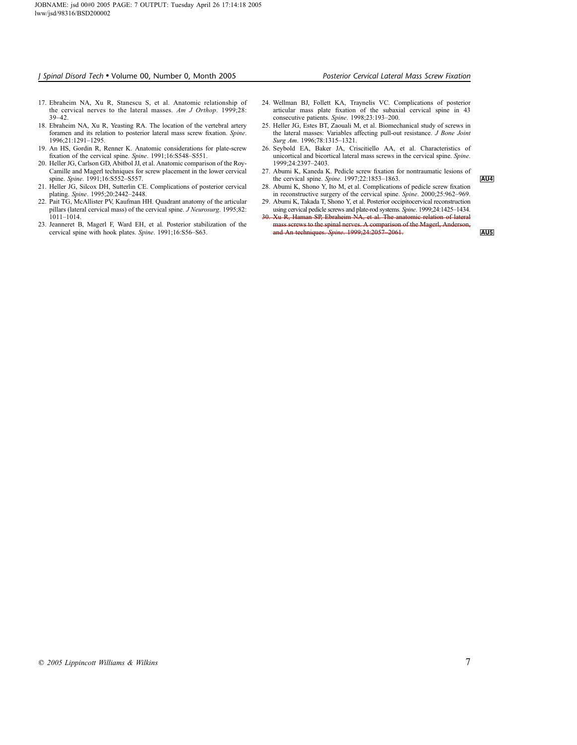17. Ebraheim NA, Xu R, Stanescu S, et al. Anatomic relationship of the cervical nerves to the lateral masses. *Am J Orthop*. 1999;28: 39–42.
18. Ebraheim NA, Xu R, Yeasting RA. The location of the vertebral artery foramen and its relation to posterior lateral mass screw fixation. *Spine*. 1996;21:1291–1295.
19. An HS, Gordin R, Renner K. Anatomic considerations for plate-screw fixation of the cervical spine. *Spine*. 1991;16:S548–S551.
20. Heller JG, Carlson GD, Abitbol JJ, et al. Anatomic comparison of the Roy-Camille and Magerl techniques for screw placement in the lower cervical spine. *Spine*. 1991;16:S552–S557.
21. Heller JG, Silcox DH, Sutterlin CE. Complications of posterior cervical plating. *Spine*. 1995;20:2442–2448.
22. Pait TG, McAllister PV, Kaufman HH. Quadrant anatomy of the articular pillars (lateral cervical mass) of the cervical spine. *J Neurosurg*. 1995;82: 1011–1014.
23. Jeanneret B, Magerl F, Ward EH, et al. Posterior stabilization of the cervical spine with hook plates. *Spine*. 1991;16:S56–S63.
24. Wellman BJ, Follett KA, Traynelis VC. Complications of posterior articular mass plate fixation of the subaxial cervical spine in 43 consecutive patients. *Spine*. 1998;23:193–200.
25. Heller JG, Estes BT, Zaouali M, et al. Biomechanical study of screws in the lateral masses: Variables affecting pull-out resistance. *J Bone Joint Surg Am*. 1996;78:1315–1321.
26. Seybold EA, Baker JA, Criscitiello AA, et al. Characteristics of unicortical and bicortical lateral mass screws in the cervical spine. *Spine*. 1999;24:2397–2403.
27. Abumi K, Kaneda K. Pedicle screw fixation for nontraumatic lesions of the cervical spine. *Spine*. 1997;22:1853–1863. AU4
28. Abumi K, Shono Y, Ito M, et al. Complications of pedicle screw fixation in reconstructive surgery of the cervical spine. *Spine*. 2000;25:962–969.
29. Abumi K, Takada T, Shono Y, et al. Posterior occipitocervical reconstruction using cervical pedicle screws and plate-rod systems. *Spine*. 1999;24:1425–1434.
30. ~~Xu R, Haman SP, Ebraheim NA, et al. The anatomic relation of lateral mass screws to the spinal nerves. A comparison of the Magerl, Anderson, and An techniques. *Spine*. 1999;24:2057–2061.~~ AU5